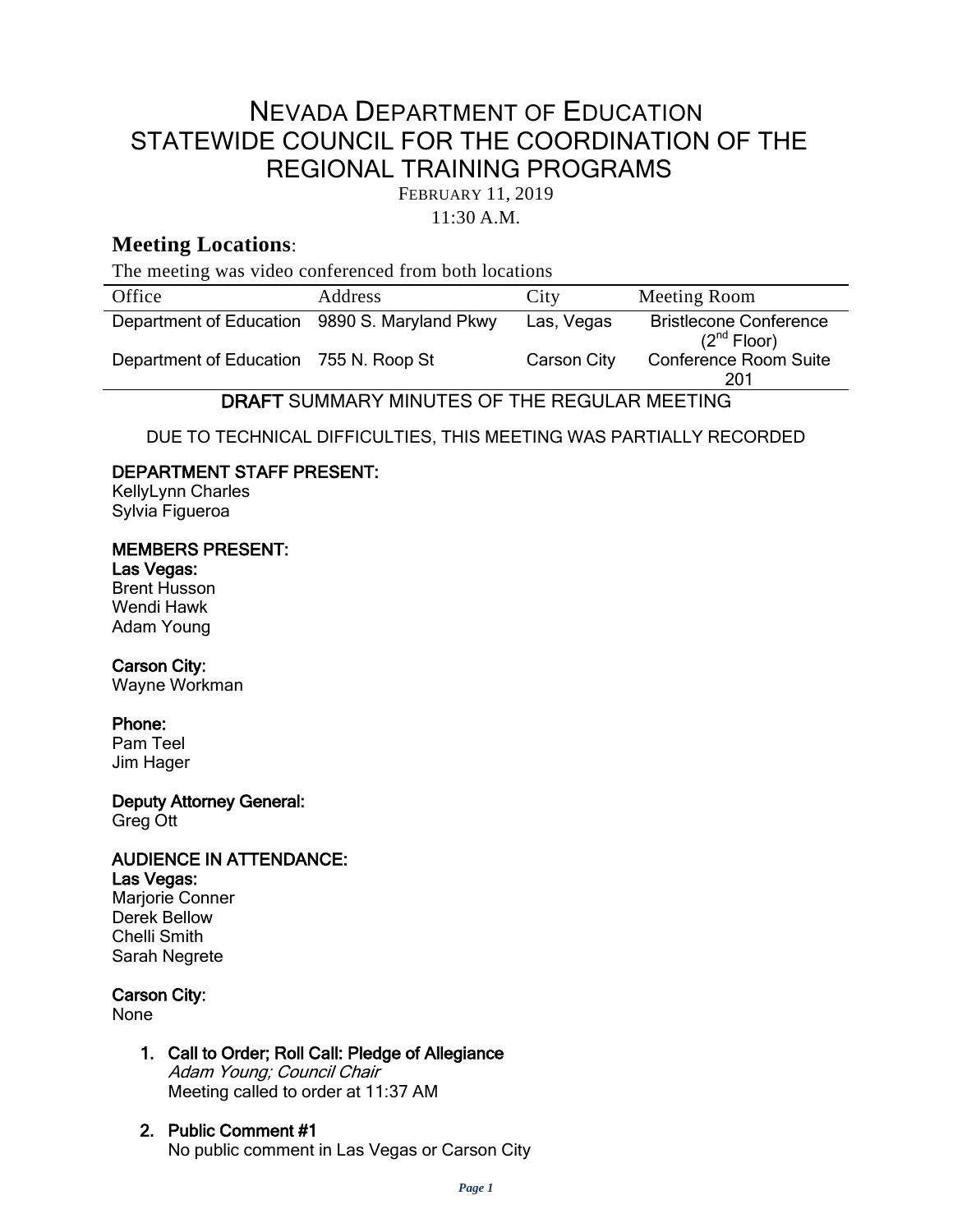# NEVADA DEPARTMENT OF EDUCATION
# STATEWIDE COUNCIL FOR THE COORDINATION OF THE REGIONAL TRAINING PROGRAMS

FEBRUARY 11, 2019

11:30 A.M.

## Meeting Locations:

The meeting was video conferenced from both locations

| Office | Address | City | Meeting Room |
|---|---|---|---|
| Department of Education | 9890 S. Maryland Pkwy | Las, Vegas | Bristlecone Conference (2nd Floor) |
| Department of Education | 755 N. Roop St | Carson City | Conference Room Suite 201 |

**DRAFT** SUMMARY MINUTES OF THE REGULAR MEETING

DUE TO TECHNICAL DIFFICULTIES, THIS MEETING WAS PARTIALLY RECORDED

**DEPARTMENT STAFF PRESENT:**
KellyLynn Charles
Sylvia Figueroa

**MEMBERS PRESENT:**
**Las Vegas:**
Brent Husson
Wendi Hawk
Adam Young

**Carson City:**
Wayne Workman

**Phone:**
Pam Teel
Jim Hager

**Deputy Attorney General:**
Greg Ott

**AUDIENCE IN ATTENDANCE:**
**Las Vegas:**
Marjorie Conner
Derek Bellow
Chelli Smith
Sarah Negrete

**Carson City:**
None

1. **Call to Order; Roll Call: Pledge of Allegiance**
   *Adam Young; Council Chair*
   Meeting called to order at 11:37 AM

2. **Public Comment #1**
   No public comment in Las Vegas or Carson City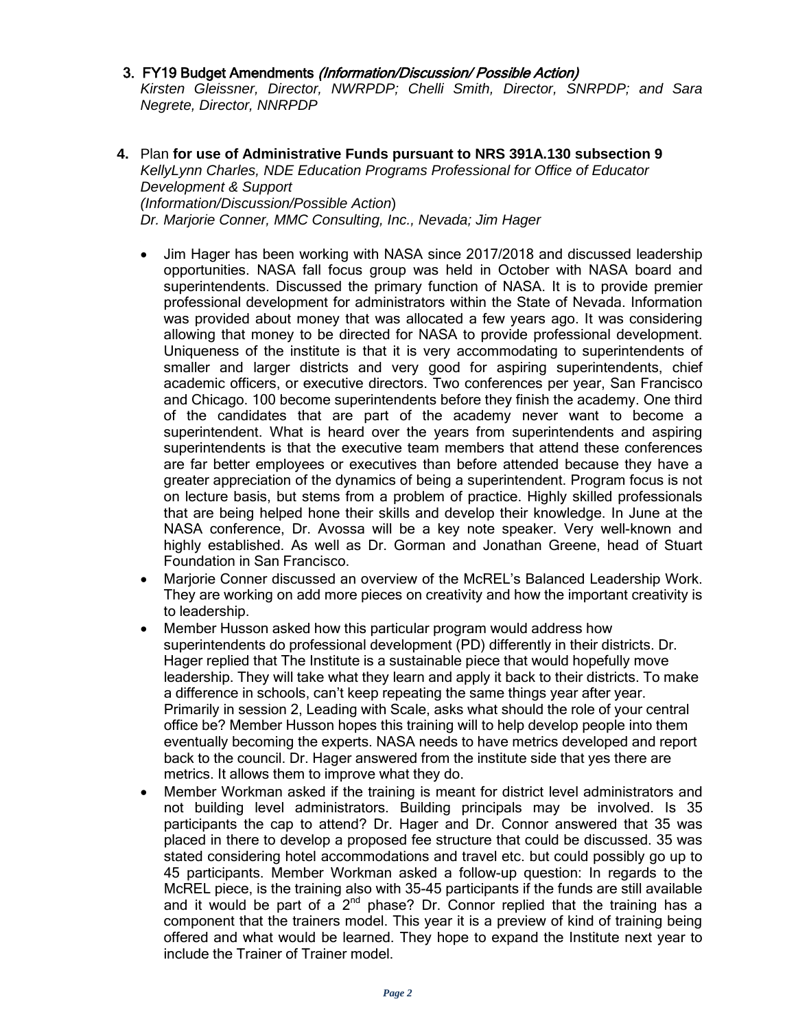3. FY19 Budget Amendments *(Information/Discussion/ Possible Action)*
*Kirsten Gleissner, Director, NWRPDP; Chelli Smith, Director, SNRPDP; and Sara Negrete, Director, NNRPDP*

4. Plan **for use of Administrative Funds pursuant to NRS 391A.130 subsection 9**
*KellyLynn Charles, NDE Education Programs Professional for Office of Educator Development & Support*
*(Information/Discussion/Possible Action)*
*Dr. Marjorie Conner, MMC Consulting, Inc., Nevada; Jim Hager*

- Jim Hager has been working with NASA since 2017/2018 and discussed leadership opportunities. NASA fall focus group was held in October with NASA board and superintendents. Discussed the primary function of NASA. It is to provide premier professional development for administrators within the State of Nevada. Information was provided about money that was allocated a few years ago. It was considering allowing that money to be directed for NASA to provide professional development. Uniqueness of the institute is that it is very accommodating to superintendents of smaller and larger districts and very good for aspiring superintendents, chief academic officers, or executive directors. Two conferences per year, San Francisco and Chicago. 100 become superintendents before they finish the academy. One third of the candidates that are part of the academy never want to become a superintendent. What is heard over the years from superintendents and aspiring superintendents is that the executive team members that attend these conferences are far better employees or executives than before attended because they have a greater appreciation of the dynamics of being a superintendent. Program focus is not on lecture basis, but stems from a problem of practice. Highly skilled professionals that are being helped hone their skills and develop their knowledge. In June at the NASA conference, Dr. Avossa will be a key note speaker. Very well-known and highly established. As well as Dr. Gorman and Jonathan Greene, head of Stuart Foundation in San Francisco.
- Marjorie Conner discussed an overview of the McREL's Balanced Leadership Work. They are working on add more pieces on creativity and how the important creativity is to leadership.
- Member Husson asked how this particular program would address how superintendents do professional development (PD) differently in their districts. Dr. Hager replied that The Institute is a sustainable piece that would hopefully move leadership. They will take what they learn and apply it back to their districts. To make a difference in schools, can't keep repeating the same things year after year. Primarily in session 2, Leading with Scale, asks what should the role of your central office be? Member Husson hopes this training will to help develop people into them eventually becoming the experts. NASA needs to have metrics developed and report back to the council. Dr. Hager answered from the institute side that yes there are metrics. It allows them to improve what they do.
- Member Workman asked if the training is meant for district level administrators and not building level administrators. Building principals may be involved. Is 35 participants the cap to attend? Dr. Hager and Dr. Connor answered that 35 was placed in there to develop a proposed fee structure that could be discussed. 35 was stated considering hotel accommodations and travel etc. but could possibly go up to 45 participants. Member Workman asked a follow-up question: In regards to the McREL piece, is the training also with 35-45 participants if the funds are still available and it would be part of a 2nd phase? Dr. Connor replied that the training has a component that the trainers model. This year it is a preview of kind of training being offered and what would be learned. They hope to expand the Institute next year to include the Trainer of Trainer model.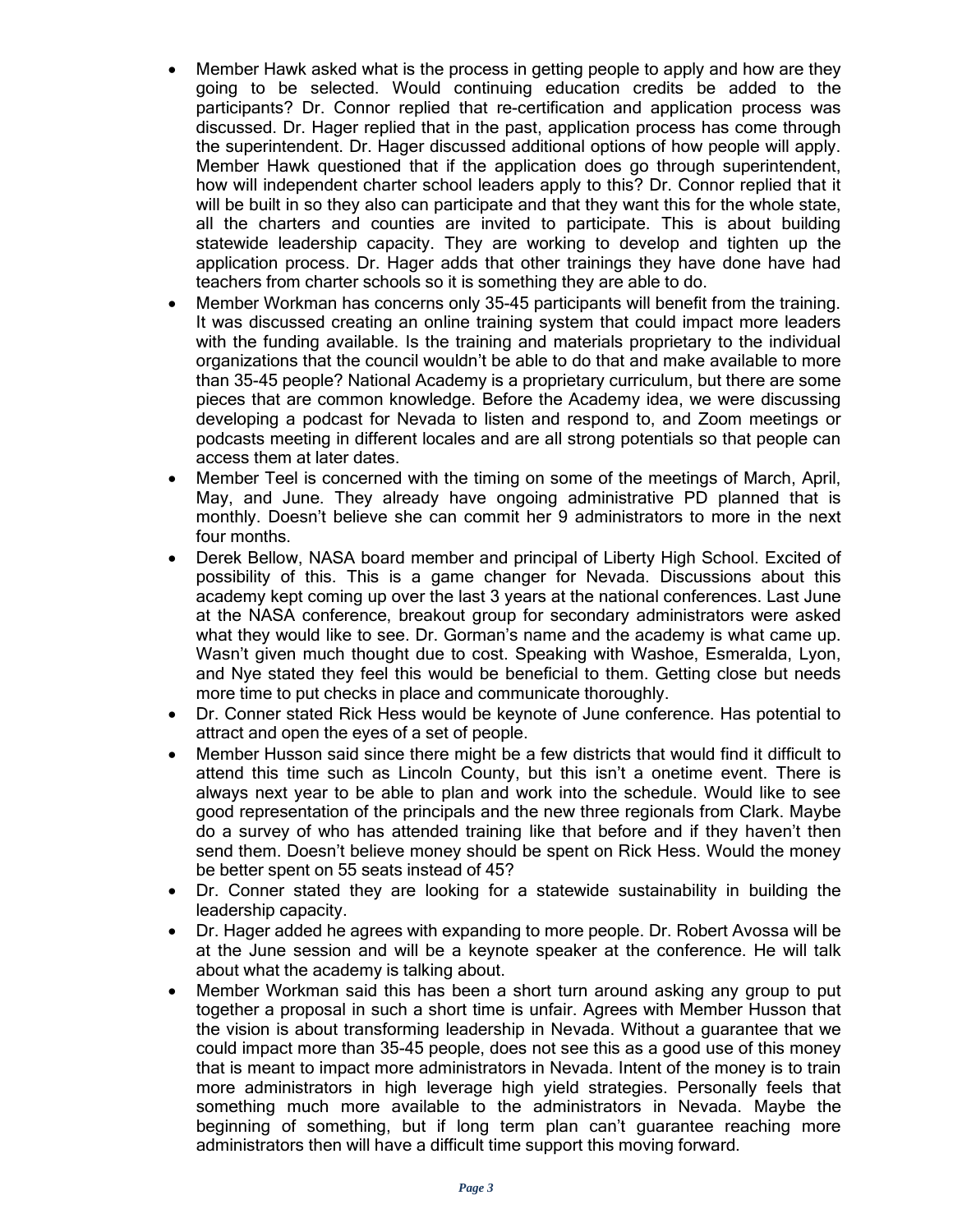- Member Hawk asked what is the process in getting people to apply and how are they going to be selected. Would continuing education credits be added to the participants? Dr. Connor replied that re-certification and application process was discussed. Dr. Hager replied that in the past, application process has come through the superintendent. Dr. Hager discussed additional options of how people will apply. Member Hawk questioned that if the application does go through superintendent, how will independent charter school leaders apply to this? Dr. Connor replied that it will be built in so they also can participate and that they want this for the whole state, all the charters and counties are invited to participate. This is about building statewide leadership capacity. They are working to develop and tighten up the application process. Dr. Hager adds that other trainings they have done have had teachers from charter schools so it is something they are able to do.
- Member Workman has concerns only 35-45 participants will benefit from the training. It was discussed creating an online training system that could impact more leaders with the funding available. Is the training and materials proprietary to the individual organizations that the council wouldn't be able to do that and make available to more than 35-45 people? National Academy is a proprietary curriculum, but there are some pieces that are common knowledge. Before the Academy idea, we were discussing developing a podcast for Nevada to listen and respond to, and Zoom meetings or podcasts meeting in different locales and are all strong potentials so that people can access them at later dates.
- Member Teel is concerned with the timing on some of the meetings of March, April, May, and June. They already have ongoing administrative PD planned that is monthly. Doesn't believe she can commit her 9 administrators to more in the next four months.
- Derek Bellow, NASA board member and principal of Liberty High School. Excited of possibility of this. This is a game changer for Nevada. Discussions about this academy kept coming up over the last 3 years at the national conferences. Last June at the NASA conference, breakout group for secondary administrators were asked what they would like to see. Dr. Gorman's name and the academy is what came up. Wasn't given much thought due to cost. Speaking with Washoe, Esmeralda, Lyon, and Nye stated they feel this would be beneficial to them. Getting close but needs more time to put checks in place and communicate thoroughly.
- Dr. Conner stated Rick Hess would be keynote of June conference. Has potential to attract and open the eyes of a set of people.
- Member Husson said since there might be a few districts that would find it difficult to attend this time such as Lincoln County, but this isn't a onetime event. There is always next year to be able to plan and work into the schedule. Would like to see good representation of the principals and the new three regionals from Clark. Maybe do a survey of who has attended training like that before and if they haven't then send them. Doesn't believe money should be spent on Rick Hess. Would the money be better spent on 55 seats instead of 45?
- Dr. Conner stated they are looking for a statewide sustainability in building the leadership capacity.
- Dr. Hager added he agrees with expanding to more people. Dr. Robert Avossa will be at the June session and will be a keynote speaker at the conference. He will talk about what the academy is talking about.
- Member Workman said this has been a short turn around asking any group to put together a proposal in such a short time is unfair. Agrees with Member Husson that the vision is about transforming leadership in Nevada. Without a guarantee that we could impact more than 35-45 people, does not see this as a good use of this money that is meant to impact more administrators in Nevada. Intent of the money is to train more administrators in high leverage high yield strategies. Personally feels that something much more available to the administrators in Nevada. Maybe the beginning of something, but if long term plan can't guarantee reaching more administrators then will have a difficult time support this moving forward.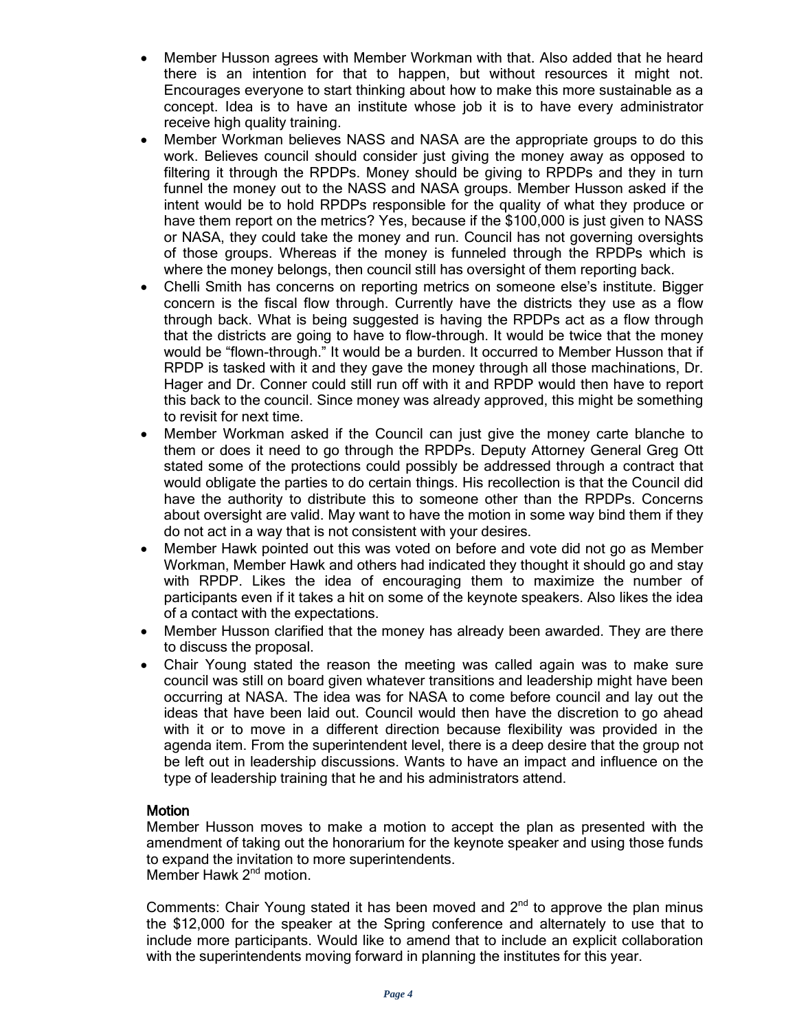- Member Husson agrees with Member Workman with that. Also added that he heard there is an intention for that to happen, but without resources it might not. Encourages everyone to start thinking about how to make this more sustainable as a concept. Idea is to have an institute whose job it is to have every administrator receive high quality training.
- Member Workman believes NASS and NASA are the appropriate groups to do this work. Believes council should consider just giving the money away as opposed to filtering it through the RPDPs. Money should be giving to RPDPs and they in turn funnel the money out to the NASS and NASA groups. Member Husson asked if the intent would be to hold RPDPs responsible for the quality of what they produce or have them report on the metrics? Yes, because if the $100,000 is just given to NASS or NASA, they could take the money and run. Council has not governing oversights of those groups. Whereas if the money is funneled through the RPDPs which is where the money belongs, then council still has oversight of them reporting back.
- Chelli Smith has concerns on reporting metrics on someone else's institute. Bigger concern is the fiscal flow through. Currently have the districts they use as a flow through back. What is being suggested is having the RPDPs act as a flow through that the districts are going to have to flow-through. It would be twice that the money would be "flown-through." It would be a burden. It occurred to Member Husson that if RPDP is tasked with it and they gave the money through all those machinations, Dr. Hager and Dr. Conner could still run off with it and RPDP would then have to report this back to the council. Since money was already approved, this might be something to revisit for next time.
- Member Workman asked if the Council can just give the money carte blanche to them or does it need to go through the RPDPs. Deputy Attorney General Greg Ott stated some of the protections could possibly be addressed through a contract that would obligate the parties to do certain things. His recollection is that the Council did have the authority to distribute this to someone other than the RPDPs. Concerns about oversight are valid. May want to have the motion in some way bind them if they do not act in a way that is not consistent with your desires.
- Member Hawk pointed out this was voted on before and vote did not go as Member Workman, Member Hawk and others had indicated they thought it should go and stay with RPDP. Likes the idea of encouraging them to maximize the number of participants even if it takes a hit on some of the keynote speakers. Also likes the idea of a contact with the expectations.
- Member Husson clarified that the money has already been awarded. They are there to discuss the proposal.
- Chair Young stated the reason the meeting was called again was to make sure council was still on board given whatever transitions and leadership might have been occurring at NASA. The idea was for NASA to come before council and lay out the ideas that have been laid out. Council would then have the discretion to go ahead with it or to move in a different direction because flexibility was provided in the agenda item. From the superintendent level, there is a deep desire that the group not be left out in leadership discussions. Wants to have an impact and influence on the type of leadership training that he and his administrators attend.

**Motion**

Member Husson moves to make a motion to accept the plan as presented with the amendment of taking out the honorarium for the keynote speaker and using those funds to expand the invitation to more superintendents.
Member Hawk 2nd motion.

Comments: Chair Young stated it has been moved and 2nd to approve the plan minus the $12,000 for the speaker at the Spring conference and alternately to use that to include more participants. Would like to amend that to include an explicit collaboration with the superintendents moving forward in planning the institutes for this year.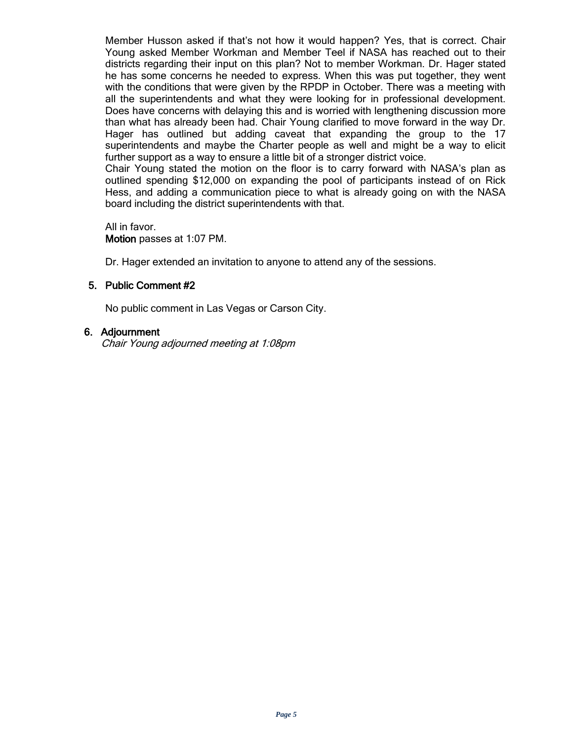Member Husson asked if that's not how it would happen? Yes, that is correct. Chair Young asked Member Workman and Member Teel if NASA has reached out to their districts regarding their input on this plan? Not to member Workman. Dr. Hager stated he has some concerns he needed to express. When this was put together, they went with the conditions that were given by the RPDP in October. There was a meeting with all the superintendents and what they were looking for in professional development. Does have concerns with delaying this and is worried with lengthening discussion more than what has already been had. Chair Young clarified to move forward in the way Dr. Hager has outlined but adding caveat that expanding the group to the 17 superintendents and maybe the Charter people as well and might be a way to elicit further support as a way to ensure a little bit of a stronger district voice.
Chair Young stated the motion on the floor is to carry forward with NASA's plan as outlined spending $12,000 on expanding the pool of participants instead of on Rick Hess, and adding a communication piece to what is already going on with the NASA board including the district superintendents with that.

All in favor.
**Motion** passes at 1:07 PM.

Dr. Hager extended an invitation to anyone to attend any of the sessions.

## 5. Public Comment #2

No public comment in Las Vegas or Carson City.

## 6. Adjournment

*Chair Young adjourned meeting at 1:08pm*